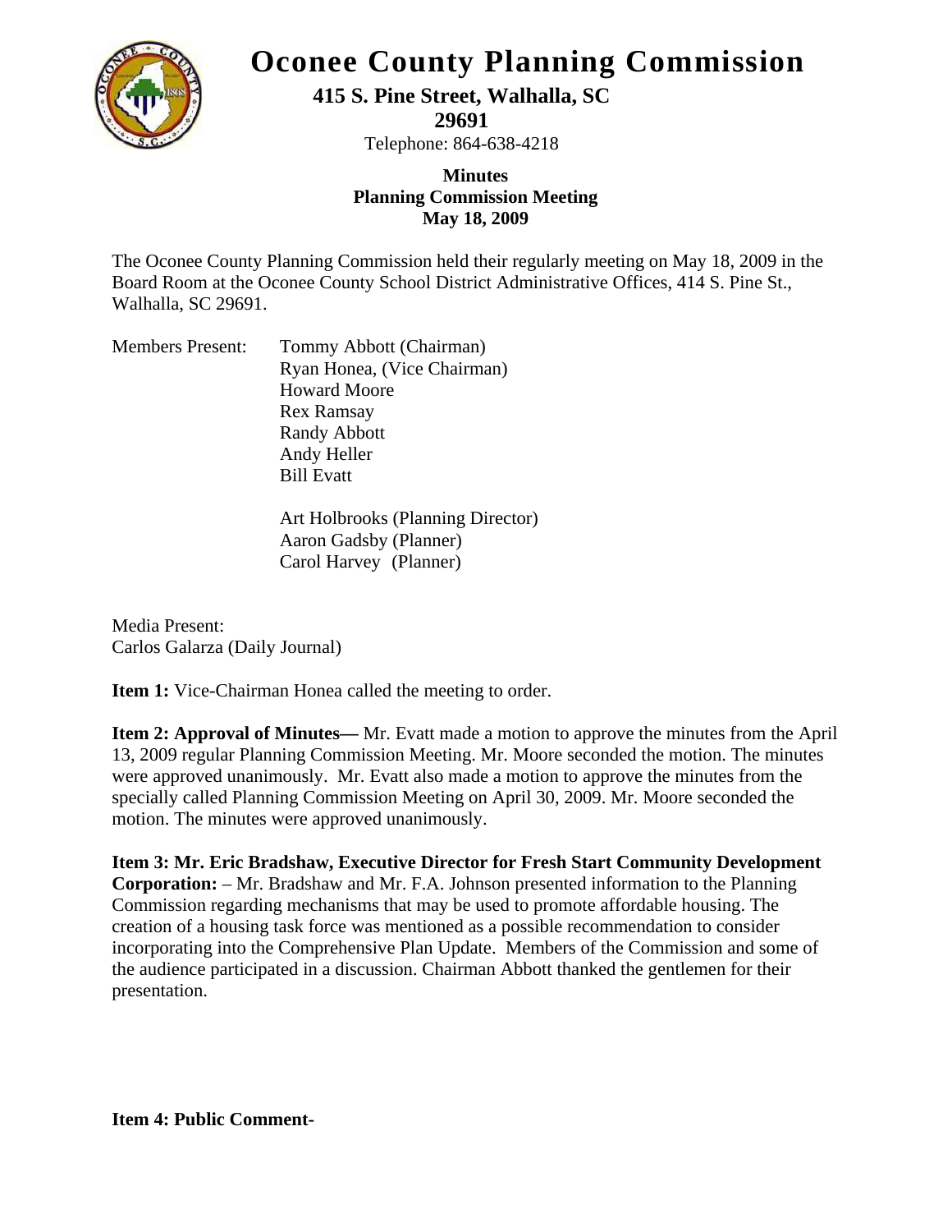# Oconee County Planning Commission

**415 S. Pine Street, Walhalla, SC 29691**

Telephone: 864-638-4218

**Minutes**
**Planning Commission Meeting**
**May 18, 2009**

The Oconee County Planning Commission held their regularly meeting on May 18, 2009 in the Board Room at the Oconee County School District Administrative Offices, 414 S. Pine St., Walhalla, SC 29691.

Members Present:

- Tommy Abbott (Chairman)
- Ryan Honea, (Vice Chairman)
- Howard Moore
- Rex Ramsay
- Randy Abbott
- Andy Heller
- Bill Evatt

- Art Holbrooks (Planning Director)
- Aaron Gadsby (Planner)
- Carol Harvey (Planner)

Media Present:
Carlos Galarza (Daily Journal)

**Item 1:** Vice-Chairman Honea called the meeting to order.

**Item 2: Approval of Minutes—** Mr. Evatt made a motion to approve the minutes from the April 13, 2009 regular Planning Commission Meeting. Mr. Moore seconded the motion. The minutes were approved unanimously. Mr. Evatt also made a motion to approve the minutes from the specially called Planning Commission Meeting on April 30, 2009. Mr. Moore seconded the motion. The minutes were approved unanimously.

**Item 3: Mr. Eric Bradshaw, Executive Director for Fresh Start Community Development Corporation:** – Mr. Bradshaw and Mr. F.A. Johnson presented information to the Planning Commission regarding mechanisms that may be used to promote affordable housing. The creation of a housing task force was mentioned as a possible recommendation to consider incorporating into the Comprehensive Plan Update. Members of the Commission and some of the audience participated in a discussion. Chairman Abbott thanked the gentlemen for their presentation.

**Item 4: Public Comment-**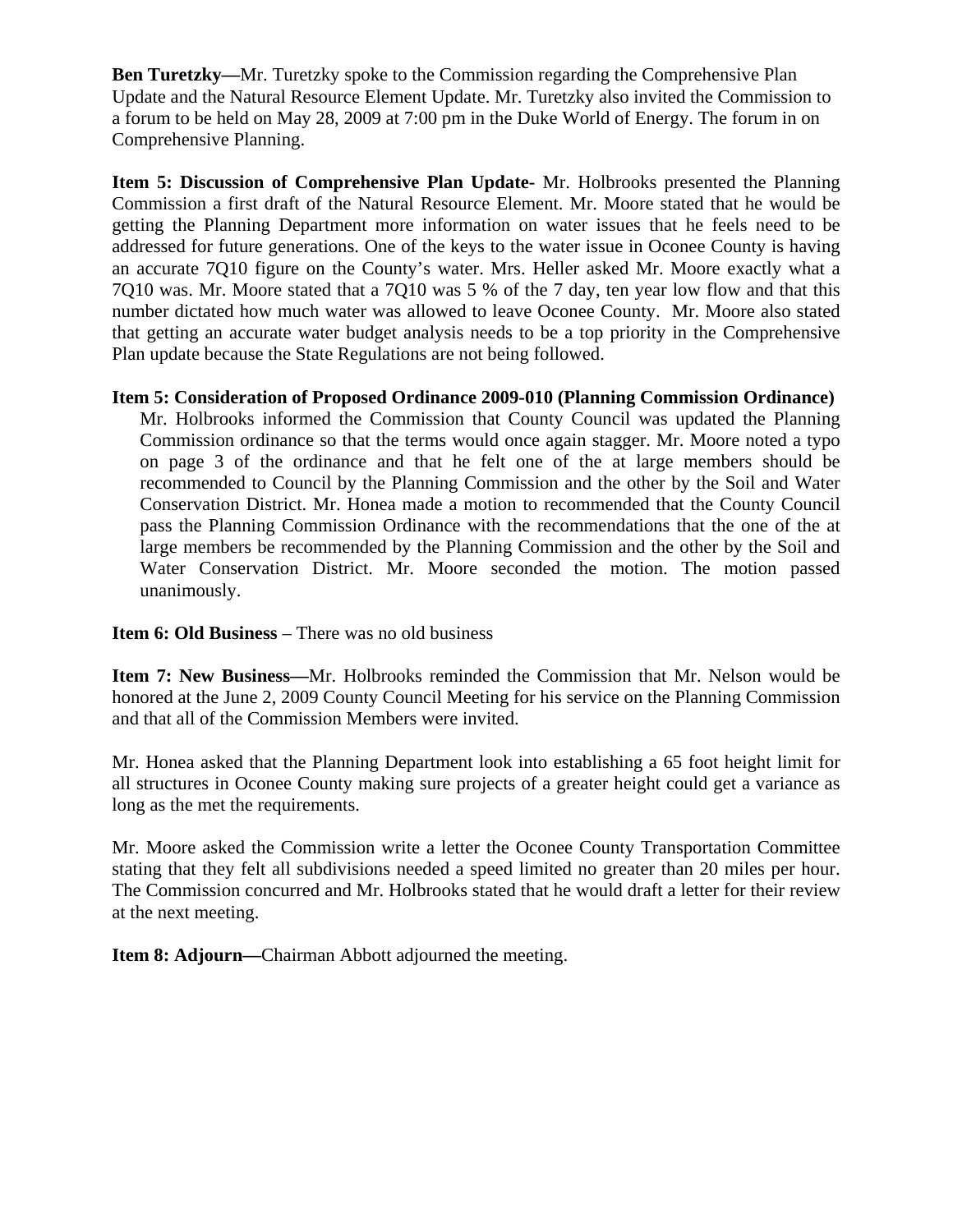**Ben Turetzky—**Mr. Turetzky spoke to the Commission regarding the Comprehensive Plan Update and the Natural Resource Element Update. Mr. Turetzky also invited the Commission to a forum to be held on May 28, 2009 at 7:00 pm in the Duke World of Energy. The forum in on Comprehensive Planning.

**Item 5: Discussion of Comprehensive Plan Update-** Mr. Holbrooks presented the Planning Commission a first draft of the Natural Resource Element. Mr. Moore stated that he would be getting the Planning Department more information on water issues that he feels need to be addressed for future generations. One of the keys to the water issue in Oconee County is having an accurate 7Q10 figure on the County's water. Mrs. Heller asked Mr. Moore exactly what a 7Q10 was. Mr. Moore stated that a 7Q10 was 5 % of the 7 day, ten year low flow and that this number dictated how much water was allowed to leave Oconee County. Mr. Moore also stated that getting an accurate water budget analysis needs to be a top priority in the Comprehensive Plan update because the State Regulations are not being followed.

**Item 5: Consideration of Proposed Ordinance 2009-010 (Planning Commission Ordinance)** Mr. Holbrooks informed the Commission that County Council was updated the Planning Commission ordinance so that the terms would once again stagger. Mr. Moore noted a typo on page 3 of the ordinance and that he felt one of the at large members should be recommended to Council by the Planning Commission and the other by the Soil and Water Conservation District. Mr. Honea made a motion to recommended that the County Council pass the Planning Commission Ordinance with the recommendations that the one of the at large members be recommended by the Planning Commission and the other by the Soil and Water Conservation District. Mr. Moore seconded the motion. The motion passed unanimously.

**Item 6: Old Business** – There was no old business

**Item 7: New Business—**Mr. Holbrooks reminded the Commission that Mr. Nelson would be honored at the June 2, 2009 County Council Meeting for his service on the Planning Commission and that all of the Commission Members were invited.

Mr. Honea asked that the Planning Department look into establishing a 65 foot height limit for all structures in Oconee County making sure projects of a greater height could get a variance as long as the met the requirements.

Mr. Moore asked the Commission write a letter the Oconee County Transportation Committee stating that they felt all subdivisions needed a speed limited no greater than 20 miles per hour. The Commission concurred and Mr. Holbrooks stated that he would draft a letter for their review at the next meeting.

**Item 8: Adjourn—**Chairman Abbott adjourned the meeting.